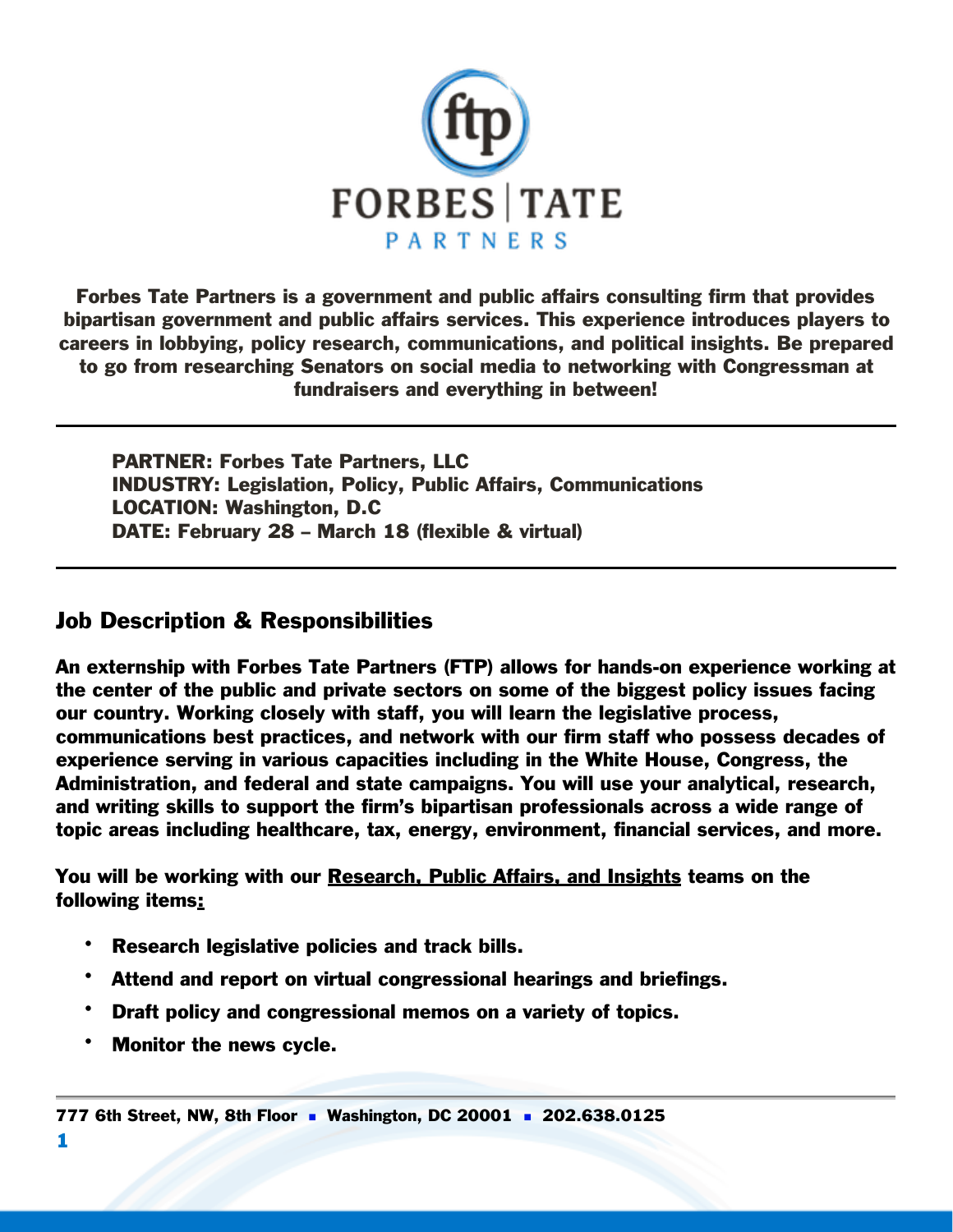# FORBES | TATE PARTNERS

**Forbes Tate Partners is a government and public affairs consulting firm that provides bipartisan government and public affairs services. This experience introduces players to careers in lobbying, policy research, communications, and political insights. Be prepared to go from researching Senators on social media to networking with Congressman at fundraisers and everything in between!**

---

**PARTNER: Forbes Tate Partners, LLC**
**INDUSTRY: Legislation, Policy, Public Affairs, Communications**
**LOCATION: Washington, D.C**
**DATE: February 28 – March 18 (flexible & virtual)**

---

## Job Description & Responsibilities

**An externship with Forbes Tate Partners (FTP) allows for hands-on experience working at the center of the public and private sectors on some of the biggest policy issues facing our country. Working closely with staff, you will learn the legislative process, communications best practices, and network with our firm staff who possess decades of experience serving in various capacities including in the White House, Congress, the Administration, and federal and state campaigns. You will use your analytical, research, and writing skills to support the firm's bipartisan professionals across a wide range of topic areas including healthcare, tax, energy, environment, financial services, and more.**

**You will be working with our <u>Research, Public Affairs, and Insights</u> teams on the following items:**

- **Research legislative policies and track bills.**
- **Attend and report on virtual congressional hearings and briefings.**
- **Draft policy and congressional memos on a variety of topics.**
- **Monitor the news cycle.**

**777 6th Street, NW, 8th Floor ▪ Washington, DC 20001 ▪ 202.638.0125**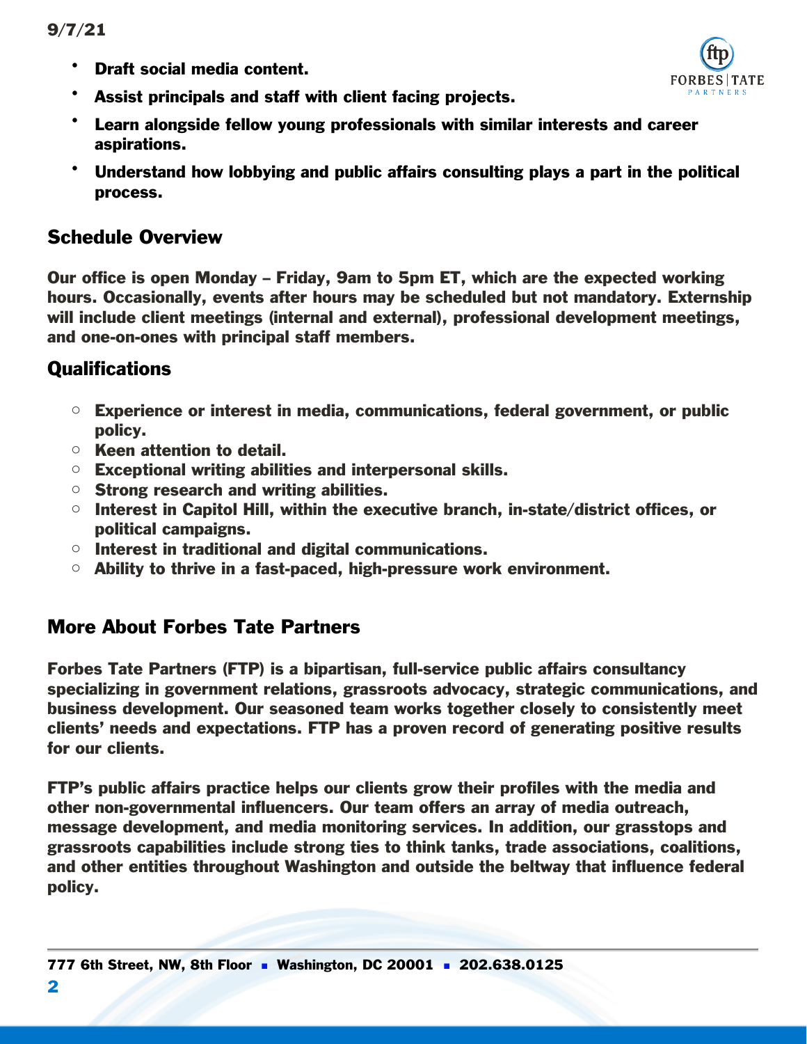- Draft social media content.
- Assist principals and staff with client facing projects.
- Learn alongside fellow young professionals with similar interests and career aspirations.
- Understand how lobbying and public affairs consulting plays a part in the political process.

## Schedule Overview

Our office is open Monday – Friday, 9am to 5pm ET, which are the expected working hours. Occasionally, events after hours may be scheduled but not mandatory. Externship will include client meetings (internal and external), professional development meetings, and one-on-ones with principal staff members.

## Qualifications

- Experience or interest in media, communications, federal government, or public policy.
- Keen attention to detail.
- Exceptional writing abilities and interpersonal skills.
- Strong research and writing abilities.
- Interest in Capitol Hill, within the executive branch, in-state/district offices, or political campaigns.
- Interest in traditional and digital communications.
- Ability to thrive in a fast-paced, high-pressure work environment.

## More About Forbes Tate Partners

Forbes Tate Partners (FTP) is a bipartisan, full-service public affairs consultancy specializing in government relations, grassroots advocacy, strategic communications, and business development. Our seasoned team works together closely to consistently meet clients' needs and expectations. FTP has a proven record of generating positive results for our clients.

FTP's public affairs practice helps our clients grow their profiles with the media and other non-governmental influencers. Our team offers an array of media outreach, message development, and media monitoring services. In addition, our grasstops and grassroots capabilities include strong ties to think tanks, trade associations, coalitions, and other entities throughout Washington and outside the beltway that influence federal policy.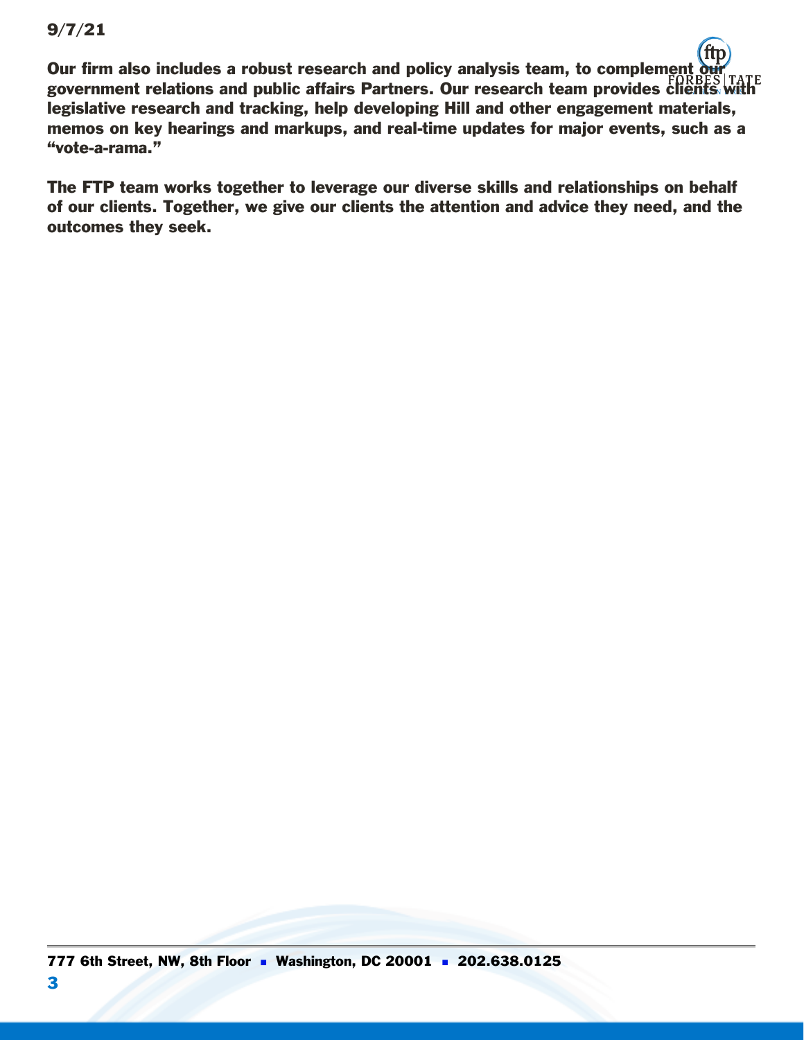**Our firm also includes a robust research and policy analysis team, to complement our government relations and public affairs Partners. Our research team provides clients with legislative research and tracking, help developing Hill and other engagement materials, memos on key hearings and markups, and real-time updates for major events, such as a "vote-a-rama."**

**The FTP team works together to leverage our diverse skills and relationships on behalf of our clients. Together, we give our clients the attention and advice they need, and the outcomes they seek.**